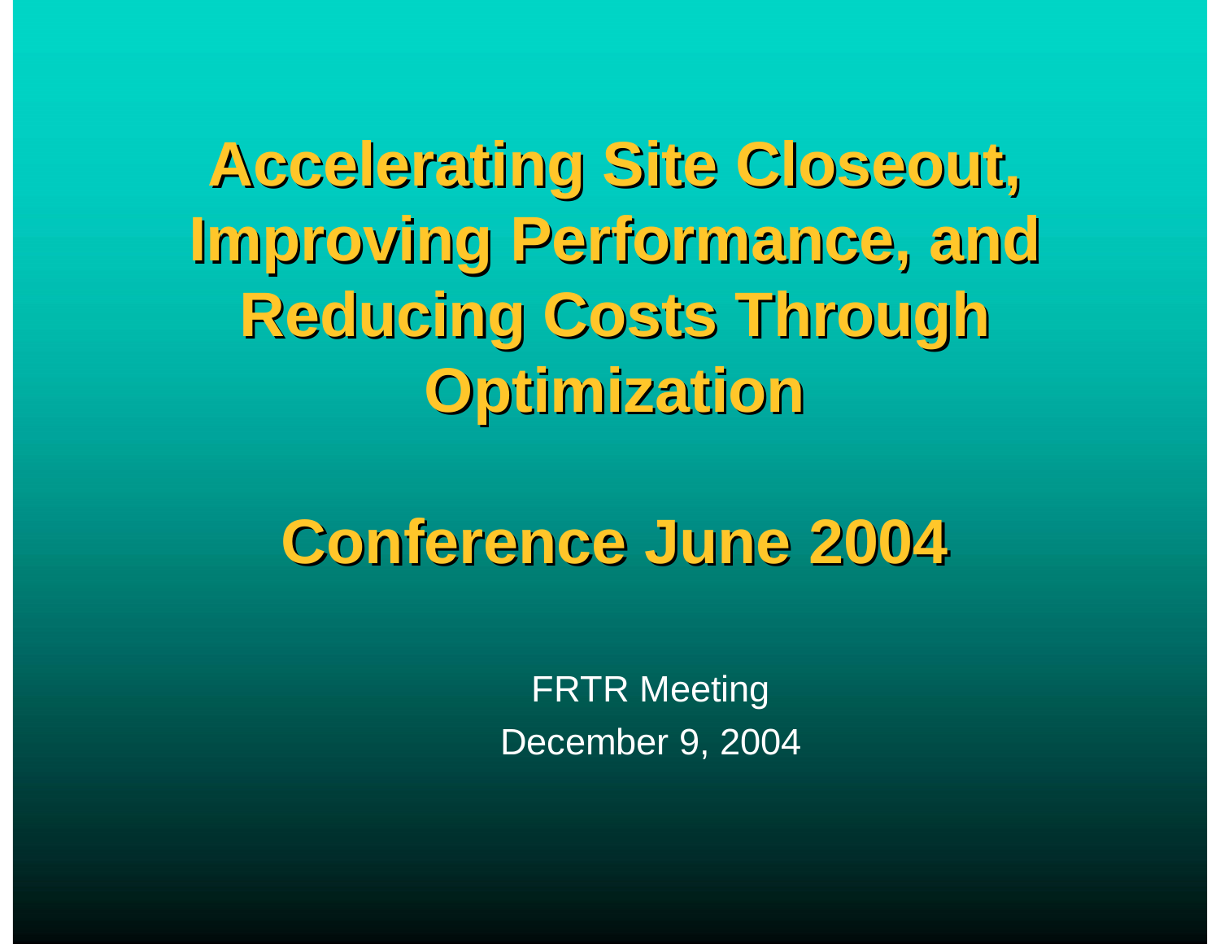# Accelerating Site Closeout, Improving Performance, and Reducing Costs Through Optimization

## Conference June 2004

FRTR Meeting

December 9, 2004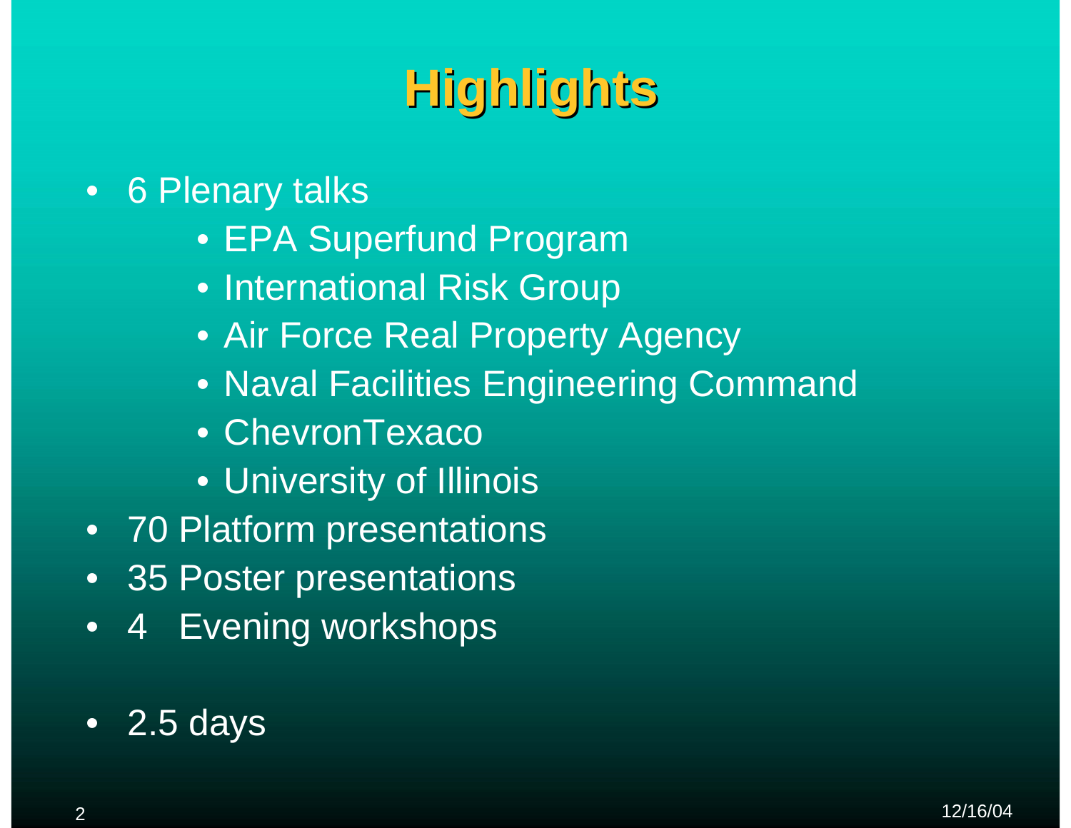# Highlights

- 6 Plenary talks
  - EPA Superfund Program
  - International Risk Group
  - Air Force Real Property Agency
  - Naval Facilities Engineering Command
  - ChevronTexaco
  - University of Illinois
- 70 Platform presentations
- 35 Poster presentations
- 4 Evening workshops
- 2.5 days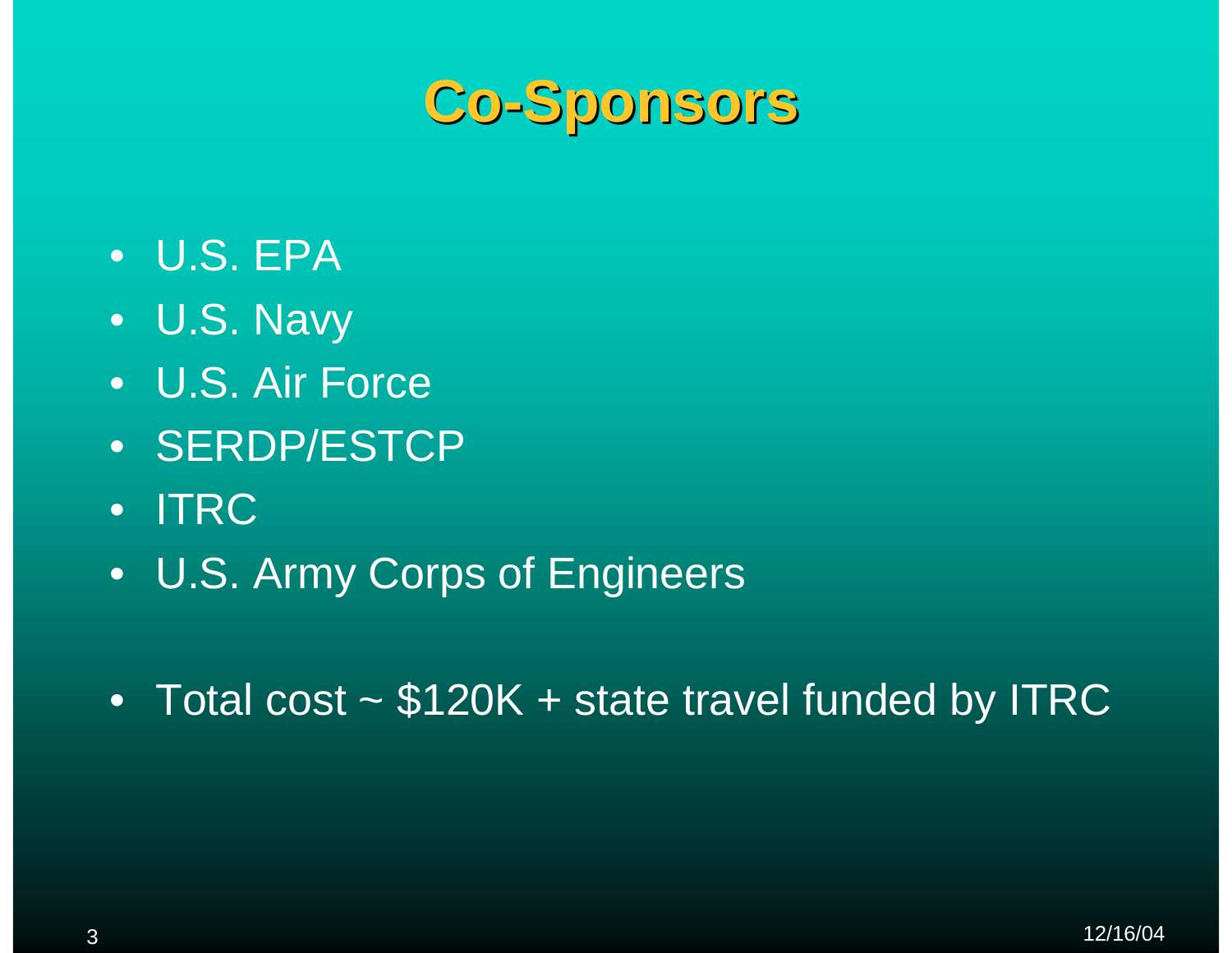# Co-Sponsors

- U.S. EPA
- U.S. Navy
- U.S. Air Force
- SERDP/ESTCP
- ITRC
- U.S. Army Corps of Engineers

- Total cost ~ $120K + state travel funded by ITRC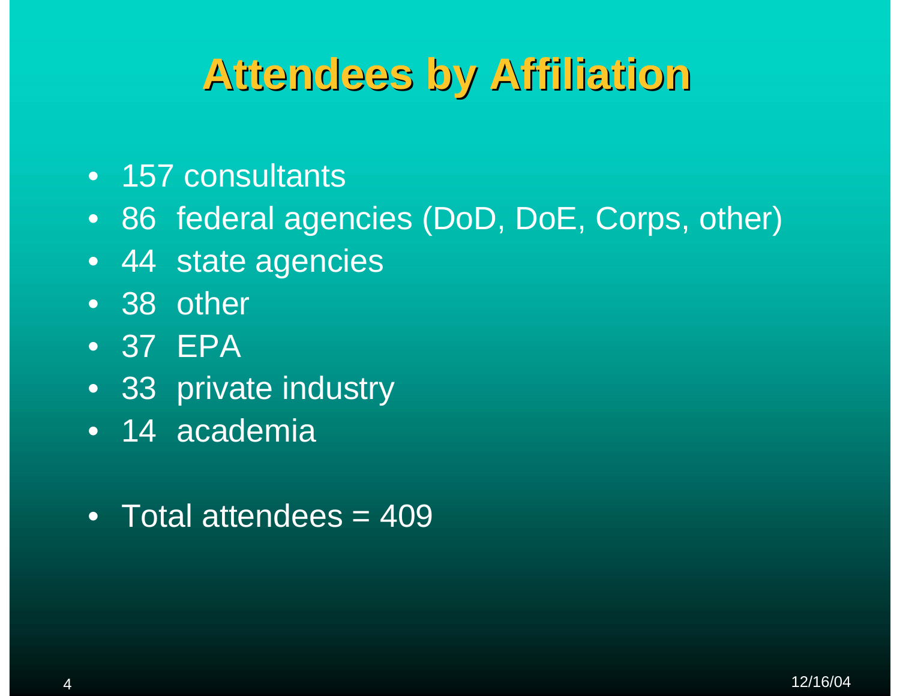# Attendees by Affiliation

- 157 consultants
- 86 federal agencies (DoD, DoE, Corps, other)
- 44 state agencies
- 38 other
- 37 EPA
- 33 private industry
- 14 academia

- Total attendees = 409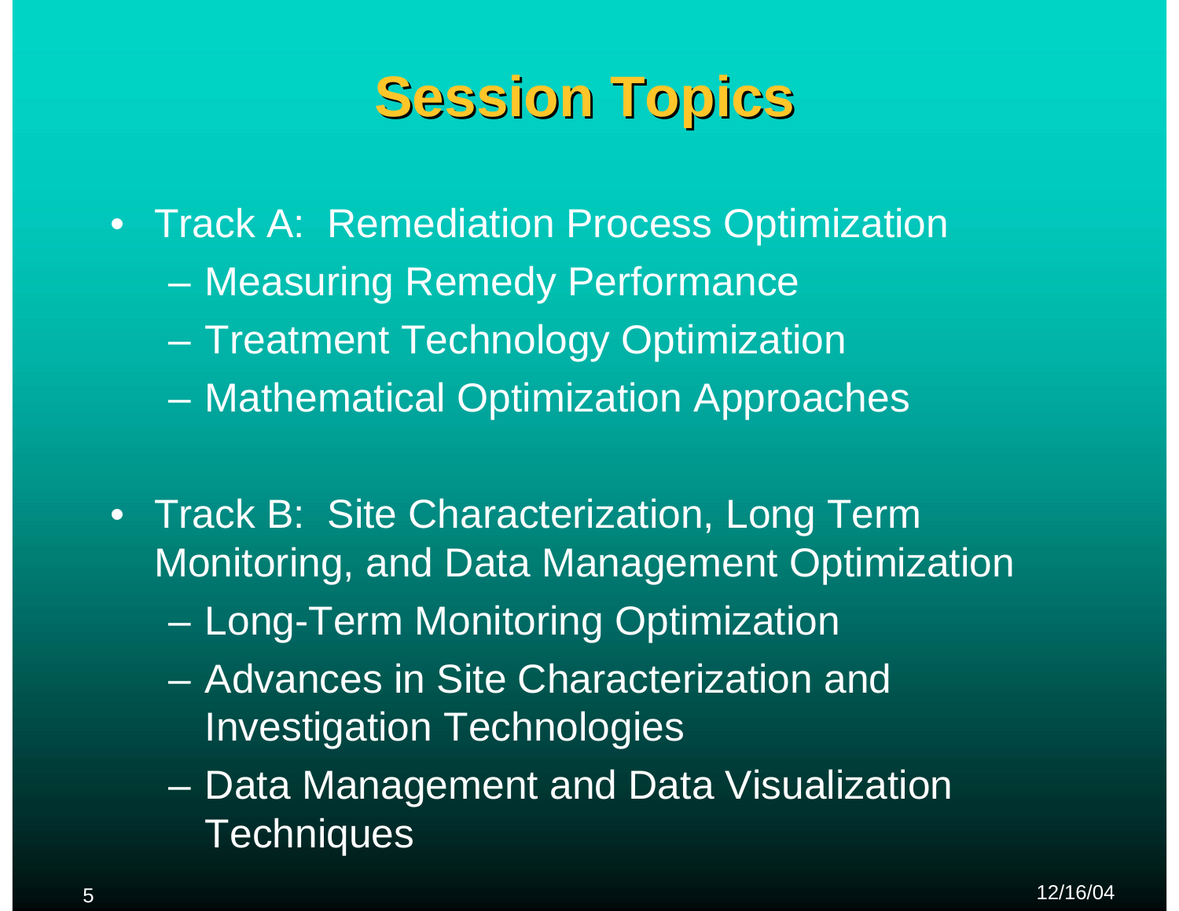# Session Topics

- Track A: Remediation Process Optimization
  - Measuring Remedy Performance
  - Treatment Technology Optimization
  - Mathematical Optimization Approaches
- Track B: Site Characterization, Long Term Monitoring, and Data Management Optimization
  - Long-Term Monitoring Optimization
  - Advances in Site Characterization and Investigation Technologies
  - Data Management and Data Visualization Techniques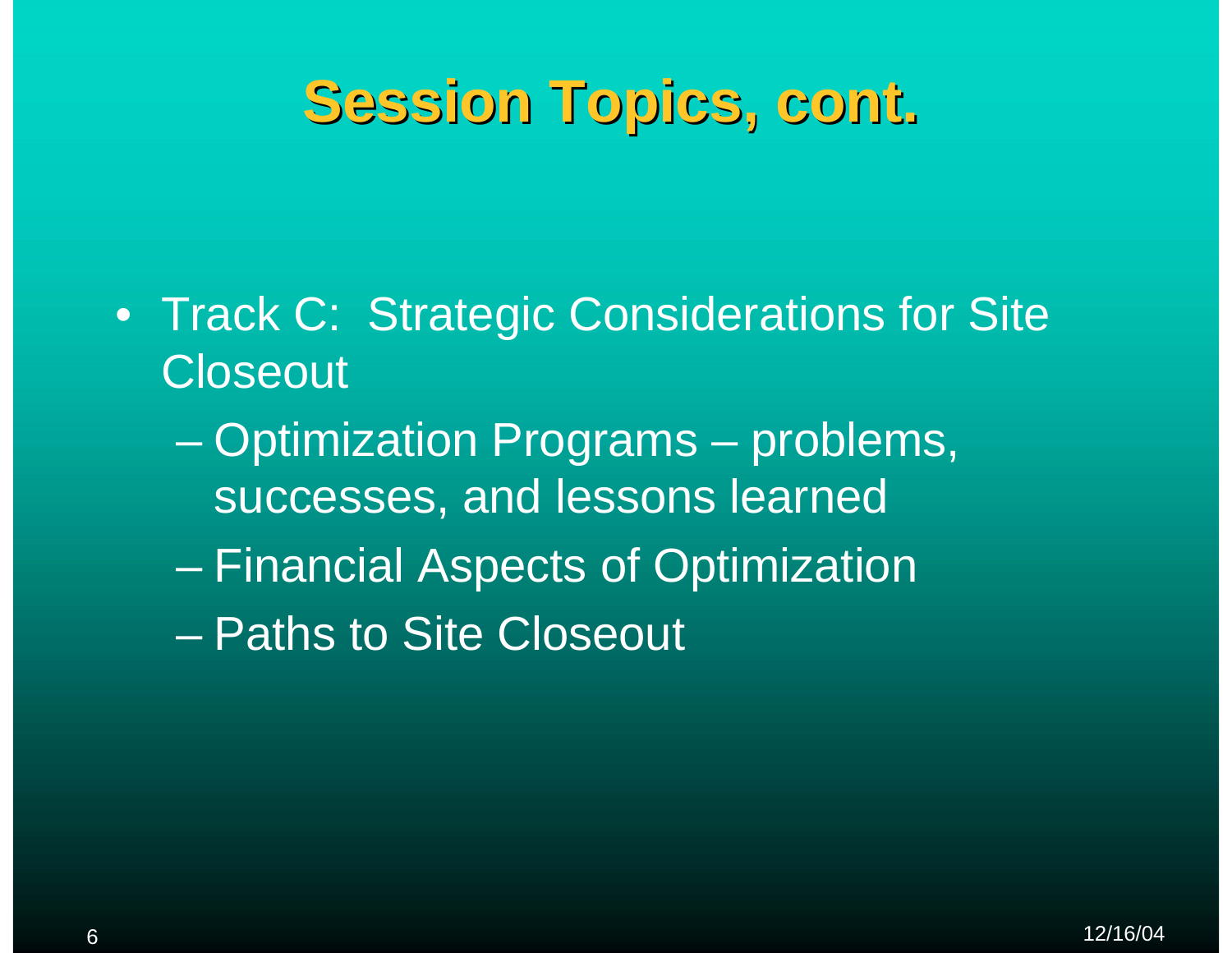# Session Topics, cont.

- Track C: Strategic Considerations for Site Closeout
  - Optimization Programs – problems, successes, and lessons learned
  - Financial Aspects of Optimization
  - Paths to Site Closeout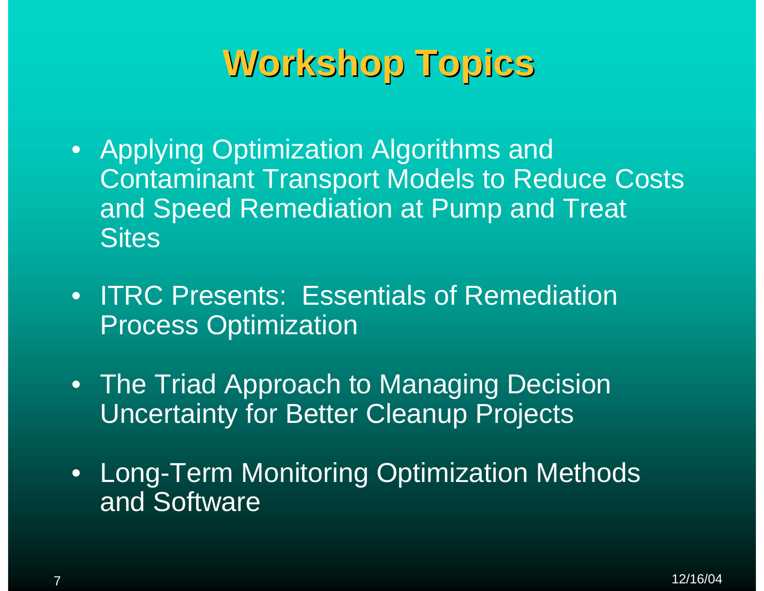# Workshop Topics

- Applying Optimization Algorithms and Contaminant Transport Models to Reduce Costs and Speed Remediation at Pump and Treat Sites
- ITRC Presents: Essentials of Remediation Process Optimization
- The Triad Approach to Managing Decision Uncertainty for Better Cleanup Projects
- Long-Term Monitoring Optimization Methods and Software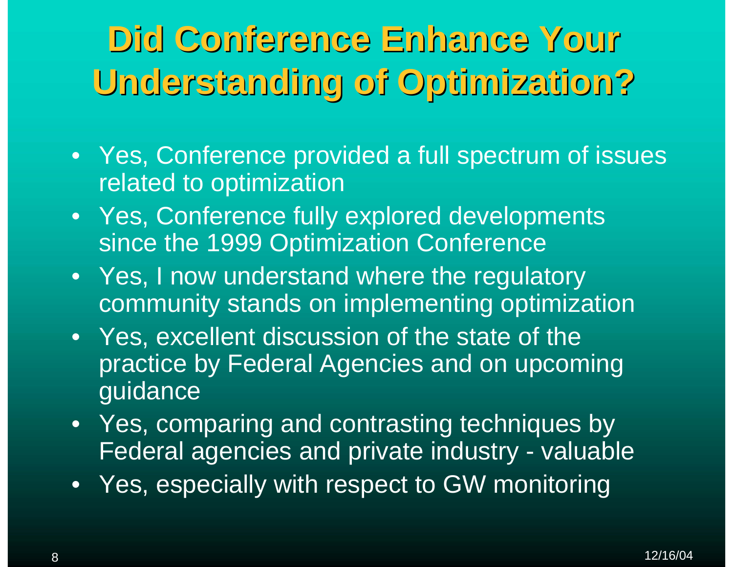# Did Conference Enhance Your Understanding of Optimization?

- Yes, Conference provided a full spectrum of issues related to optimization
- Yes, Conference fully explored developments since the 1999 Optimization Conference
- Yes, I now understand where the regulatory community stands on implementing optimization
- Yes, excellent discussion of the state of the practice by Federal Agencies and on upcoming guidance
- Yes, comparing and contrasting techniques by Federal agencies and private industry - valuable
- Yes, especially with respect to GW monitoring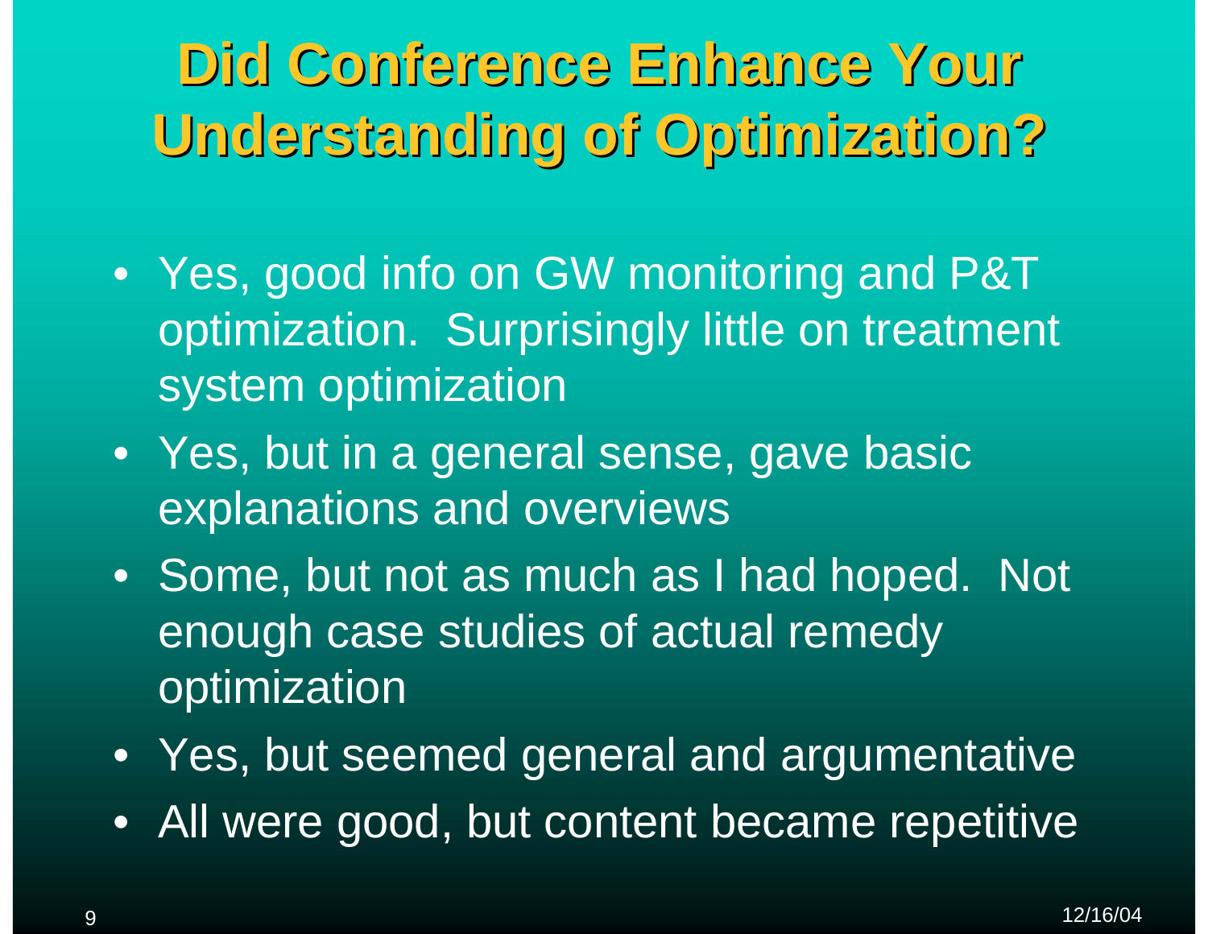# Did Conference Enhance Your Understanding of Optimization?

- Yes, good info on GW monitoring and P&T optimization. Surprisingly little on treatment system optimization
- Yes, but in a general sense, gave basic explanations and overviews
- Some, but not as much as I had hoped. Not enough case studies of actual remedy optimization
- Yes, but seemed general and argumentative
- All were good, but content became repetitive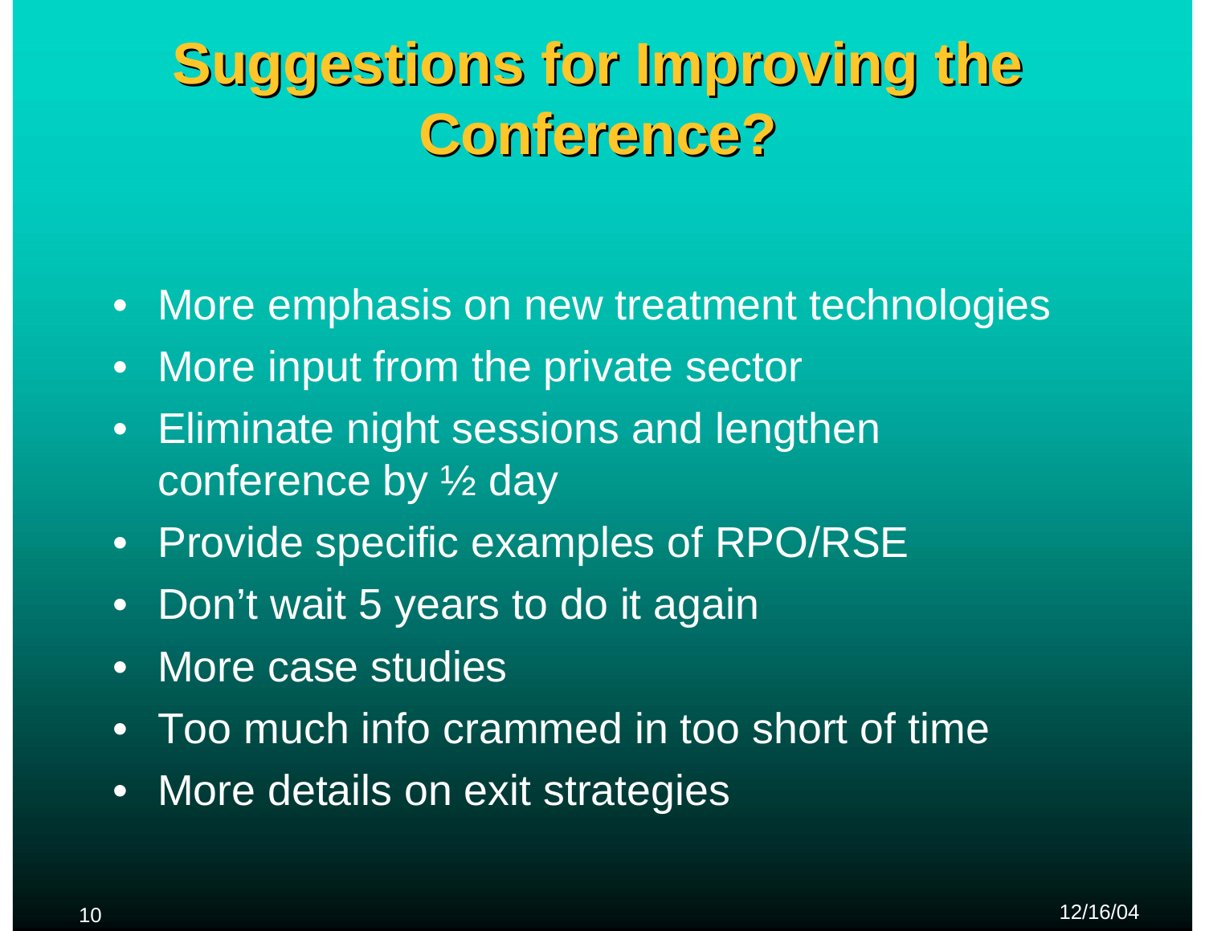# Suggestions for Improving the Conference?

- More emphasis on new treatment technologies
- More input from the private sector
- Eliminate night sessions and lengthen conference by ½ day
- Provide specific examples of RPO/RSE
- Don't wait 5 years to do it again
- More case studies
- Too much info crammed in too short of time
- More details on exit strategies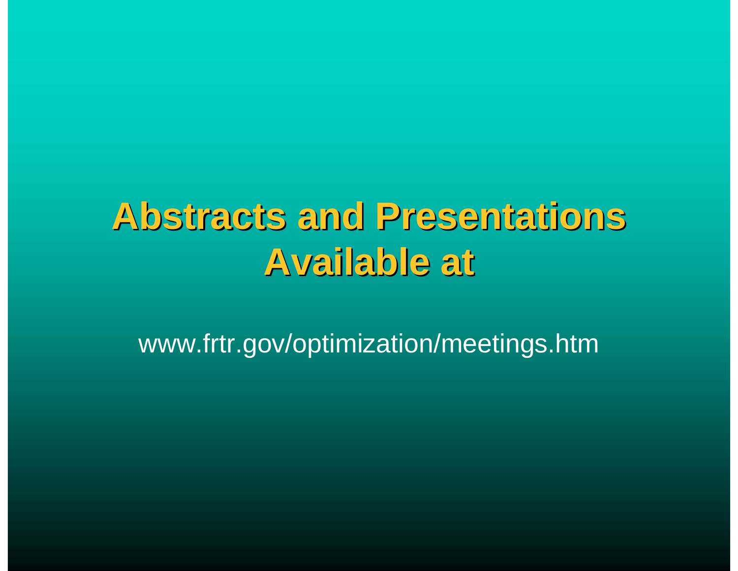# Abstracts and Presentations Available at

www.frtr.gov/optimization/meetings.htm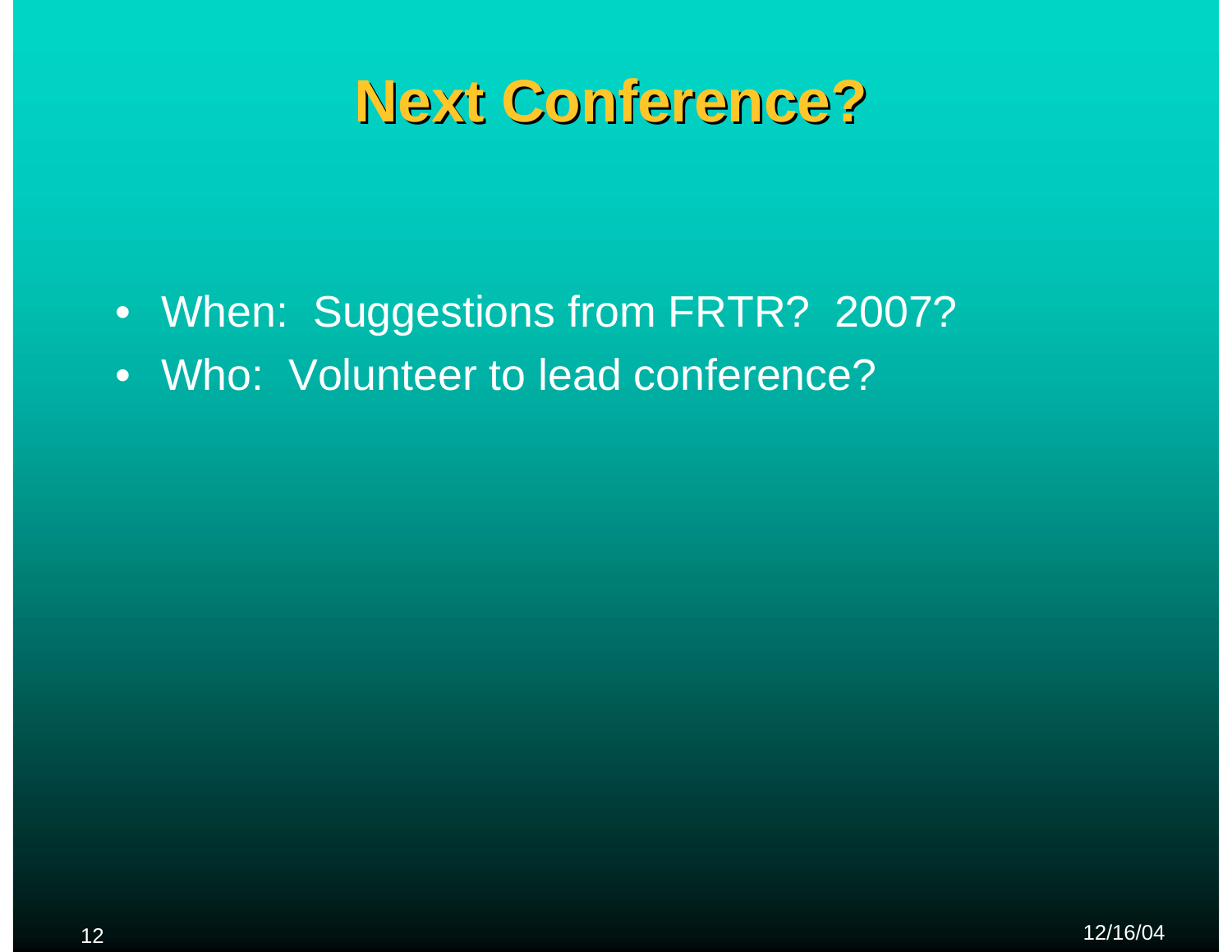# Next Conference?

- When: Suggestions from FRTR? 2007?
- Who: Volunteer to lead conference?